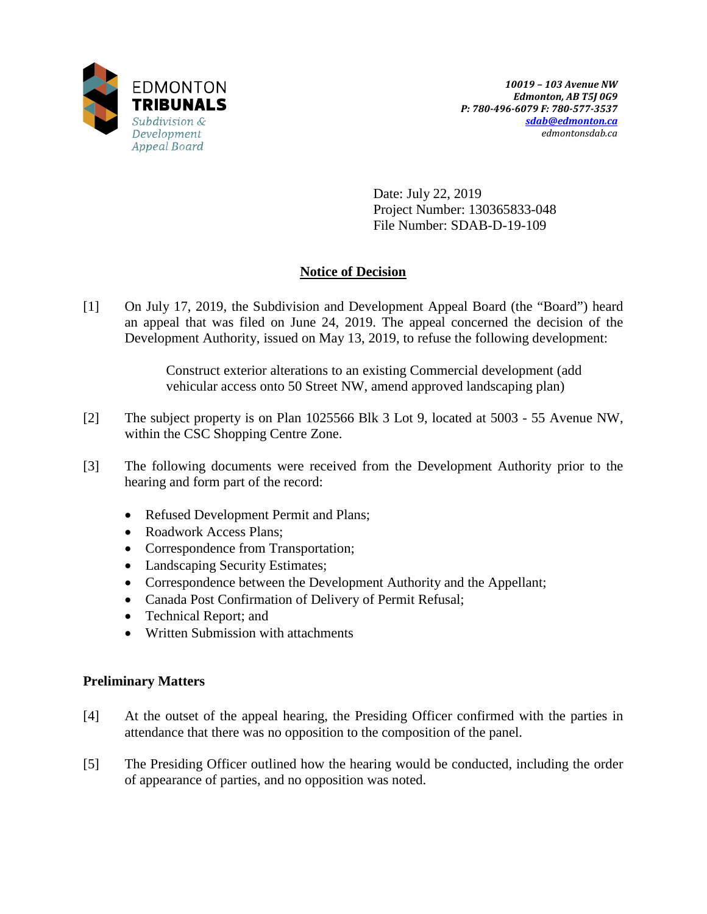EDMONTON **TRIBUNALS**
*Subdivision & Development Appeal Board*

***10019 – 103 Avenue NW***
***Edmonton, AB T5J 0G9***
***P: 780-496-6079 F: 780-577-3537***
***sdab@edmonton.ca***
*edmontonsdab.ca*

Date: July 22, 2019
Project Number: 130365833-048
File Number: SDAB-D-19-109

# Notice of Decision

[1] On July 17, 2019, the Subdivision and Development Appeal Board (the "Board") heard an appeal that was filed on June 24, 2019. The appeal concerned the decision of the Development Authority, issued on May 13, 2019, to refuse the following development:

> Construct exterior alterations to an existing Commercial development (add vehicular access onto 50 Street NW, amend approved landscaping plan)

[2] The subject property is on Plan 1025566 Blk 3 Lot 9, located at 5003 - 55 Avenue NW, within the CSC Shopping Centre Zone.

[3] The following documents were received from the Development Authority prior to the hearing and form part of the record:

- Refused Development Permit and Plans;
- Roadwork Access Plans;
- Correspondence from Transportation;
- Landscaping Security Estimates;
- Correspondence between the Development Authority and the Appellant;
- Canada Post Confirmation of Delivery of Permit Refusal;
- Technical Report; and
- Written Submission with attachments

## Preliminary Matters

[4] At the outset of the appeal hearing, the Presiding Officer confirmed with the parties in attendance that there was no opposition to the composition of the panel.

[5] The Presiding Officer outlined how the hearing would be conducted, including the order of appearance of parties, and no opposition was noted.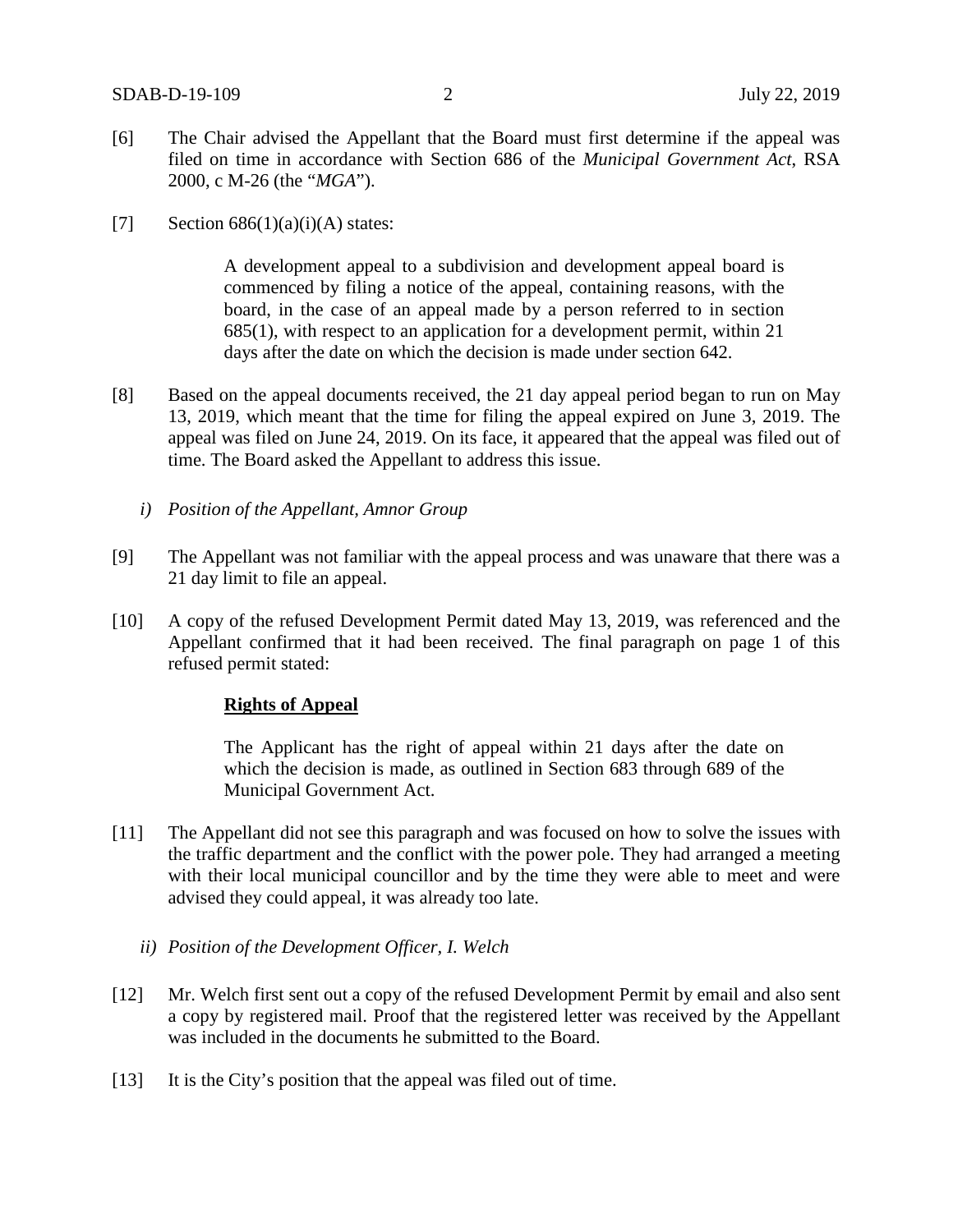[6] The Chair advised the Appellant that the Board must first determine if the appeal was filed on time in accordance with Section 686 of the *Municipal Government Act*, RSA 2000, c M-26 (the "*MGA*").

[7] Section 686(1)(a)(i)(A) states:

> A development appeal to a subdivision and development appeal board is commenced by filing a notice of the appeal, containing reasons, with the board, in the case of an appeal made by a person referred to in section 685(1), with respect to an application for a development permit, within 21 days after the date on which the decision is made under section 642.

[8] Based on the appeal documents received, the 21 day appeal period began to run on May 13, 2019, which meant that the time for filing the appeal expired on June 3, 2019. The appeal was filed on June 24, 2019. On its face, it appeared that the appeal was filed out of time. The Board asked the Appellant to address this issue.

*i) Position of the Appellant, Amnor Group*

[9] The Appellant was not familiar with the appeal process and was unaware that there was a 21 day limit to file an appeal.

[10] A copy of the refused Development Permit dated May 13, 2019, was referenced and the Appellant confirmed that it had been received. The final paragraph on page 1 of this refused permit stated:

> **<u>Rights of Appeal</u>**
>
> The Applicant has the right of appeal within 21 days after the date on which the decision is made, as outlined in Section 683 through 689 of the Municipal Government Act.

[11] The Appellant did not see this paragraph and was focused on how to solve the issues with the traffic department and the conflict with the power pole. They had arranged a meeting with their local municipal councillor and by the time they able to meet and were advised they could appeal, it was already too late.

*ii) Position of the Development Officer, I. Welch*

[12] Mr. Welch first sent out a copy of the refused Development Permit by email and also sent a copy by registered mail. Proof that the registered letter was received by the Appellant was included in the documents he submitted to the Board.

[13] It is the City's position that the appeal was filed out of time.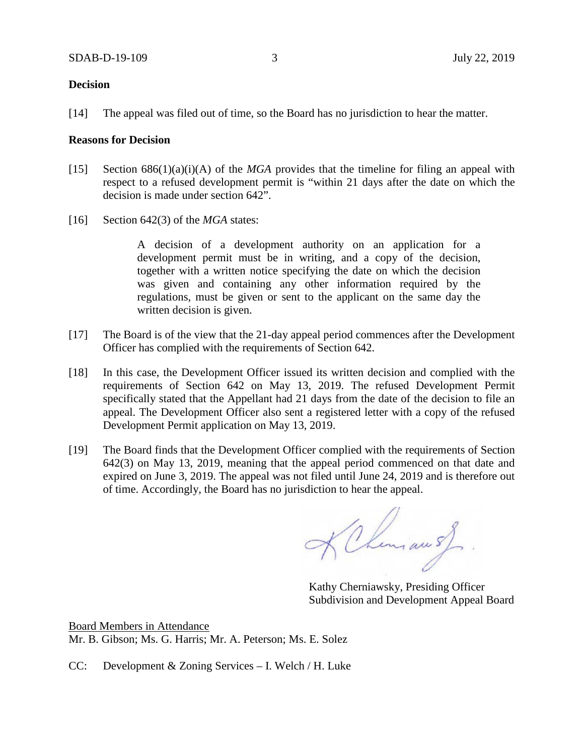**Decision**

[14] The appeal was filed out of time, so the Board has no jurisdiction to hear the matter.

**Reasons for Decision**

[15] Section 686(1)(a)(i)(A) of the *MGA* provides that the timeline for filing an appeal with respect to a refused development permit is "within 21 days after the date on which the decision is made under section 642".

[16] Section 642(3) of the *MGA* states:

> A decision of a development authority on an application for a development permit must be in writing, and a copy of the decision, together with a written notice specifying the date on which the decision was given and containing any other information required by the regulations, must be given or sent to the applicant on the same day the written decision is given.

[17] The Board is of the view that the 21-day appeal period commences after the Development Officer has complied with the requirements of Section 642.

[18] In this case, the Development Officer issued its written decision and complied with the requirements of Section 642 on May 13, 2019. The refused Development Permit specifically stated that the Appellant had 21 days from the date of the decision to file an appeal. The Development Officer also sent a registered letter with a copy of the refused Development Permit application on May 13, 2019.

[19] The Board finds that the Development Officer complied with the requirements of Section 642(3) on May 13, 2019, meaning that the appeal period commenced on that date and expired on June 3, 2019. The appeal was not filed until June 24, 2019 and is therefore out of time. Accordingly, the Board has no jurisdiction to hear the appeal.

Kathy Cherniawsky, Presiding Officer
Subdivision and Development Appeal Board

Board Members in Attendance
Mr. B. Gibson; Ms. G. Harris; Mr. A. Peterson; Ms. E. Solez

CC: Development & Zoning Services – I. Welch / H. Luke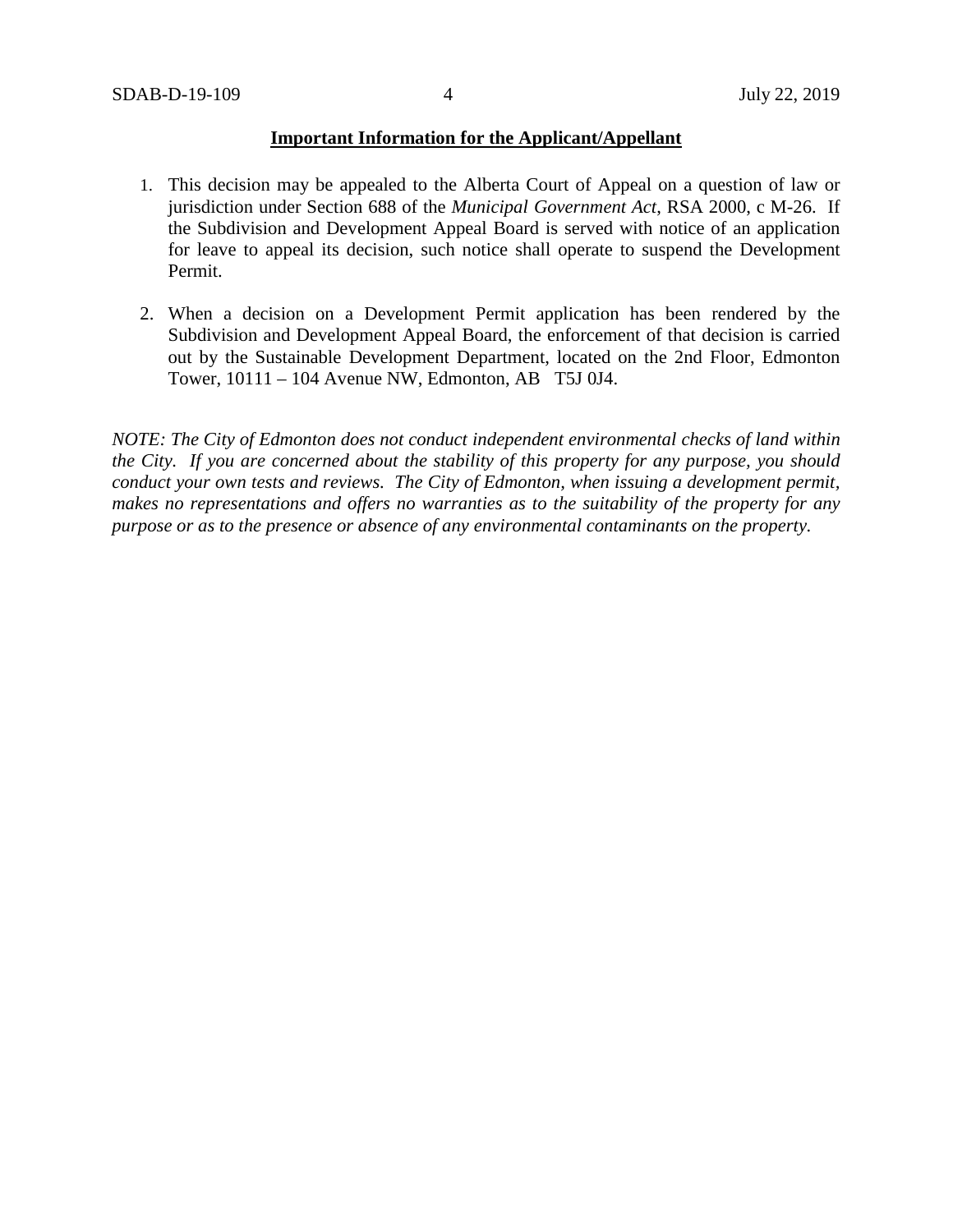**Important Information for the Applicant/Appellant**

1. This decision may be appealed to the Alberta Court of Appeal on a question of law or jurisdiction under Section 688 of the *Municipal Government Act*, RSA 2000, c M-26. If the Subdivision and Development Appeal Board is served with notice of an application for leave to appeal its decision, such notice shall operate to suspend the Development Permit.

2. When a decision on a Development Permit application has been rendered by the Subdivision and Development Appeal Board, the enforcement of that decision is carried out by the Sustainable Development Department, located on the 2nd Floor, Edmonton Tower, 10111 – 104 Avenue NW, Edmonton, AB T5J 0J4.

*NOTE: The City of Edmonton does not conduct independent environmental checks of land within the City. If you are concerned about the stability of this property for any purpose, you should conduct your own tests and reviews. The City of Edmonton, when issuing a development permit, makes no representations and offers no warranties as to the suitability of the property for any purpose or as to the presence or absence of any environmental contaminants on the property.*